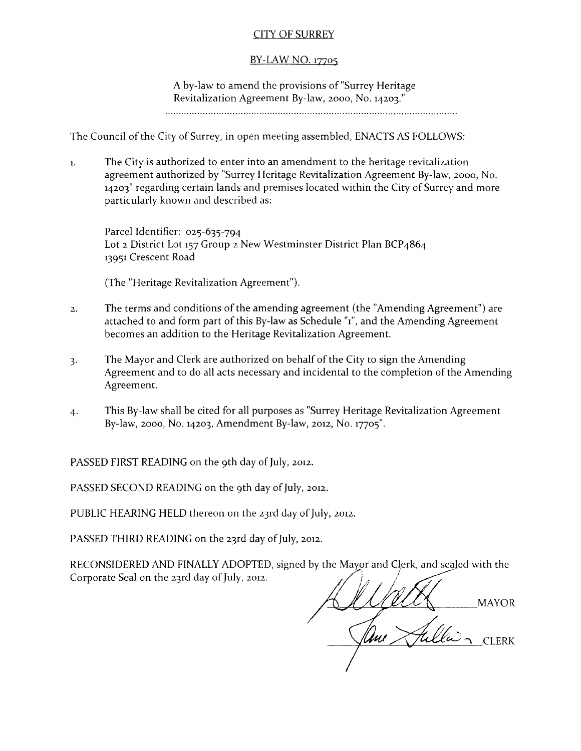CITY OF SURREY

BY-LAW NO. 17705

A by-law to amend the provisions of "Surrey Heritage Revitalization Agreement By-law, 2000, No. 14203."

.............................................................................................................

The Council of the City of Surrey, in open meeting assembled, ENACTS AS FOLLOWS:

1. The City is authorized to enter into an amendment to the heritage revitalization agreement authorized by "Surrey Heritage Revitalization Agreement By-law, 2000, No. 14203" regarding certain lands and premises located within the City of Surrey and more particularly known and described as:

   Parcel Identifier: 025-635-794
   Lot 2 District Lot 157 Group 2 New Westminster District Plan BCP4864
   13951 Crescent Road

   (The "Heritage Revitalization Agreement").

2. The terms and conditions of the amending agreement (the "Amending Agreement") are attached to and form part of this By-law as Schedule "1", and the Amending Agreement becomes an addition to the Heritage Revitalization Agreement.

3. The Mayor and Clerk are authorized on behalf of the City to sign the Amending Agreement and to do all acts necessary and incidental to the completion of the Amending Agreement.

4. This By-law shall be cited for all purposes as "Surrey Heritage Revitalization Agreement By-law, 2000, No. 14203, Amendment By-law, 2012, No. 17705".

PASSED FIRST READING on the 9th day of July, 2012.

PASSED SECOND READING on the 9th day of July, 2012.

PUBLIC HEARING HELD thereon on the 23rd day of July, 2012.

PASSED THIRD READING on the 23rd day of July, 2012.

RECONSIDERED AND FINALLY ADOPTED, signed by the Mayor and Clerk, and sealed with the Corporate Seal on the 23rd day of July, 2012.

MAYOR

CLERK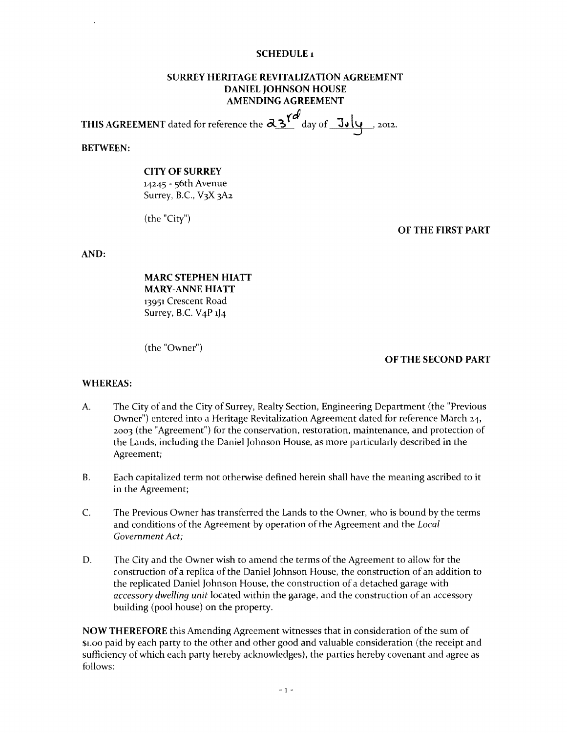**SCHEDULE 1**

**SURREY HERITAGE REVITALIZATION AGREEMENT**
**DANIEL JOHNSON HOUSE**
**AMENDING AGREEMENT**

**THIS AGREEMENT** dated for reference the 23rd day of July, 2012.

**BETWEEN:**

**CITY OF SURREY**
14245 - 56th Avenue
Surrey, B.C., V3X 3A2

(the "City")

**OF THE FIRST PART**

**AND:**

**MARC STEPHEN HIATT**
**MARY-ANNE HIATT**
13951 Crescent Road
Surrey, B.C. V4P 1J4

(the "Owner")

**OF THE SECOND PART**

**WHEREAS:**

A. The City of and the City of Surrey, Realty Section, Engineering Department (the "Previous Owner") entered into a Heritage Revitalization Agreement dated for reference March 24, 2003 (the "Agreement") for the conservation, restoration, maintenance, and protection of the Lands, including the Daniel Johnson House, as more particularly described in the Agreement;

B. Each capitalized term not otherwise defined herein shall have the meaning ascribed to it in the Agreement;

C. The Previous Owner has transferred the Lands to the Owner, who is bound by the terms and conditions of the Agreement by operation of the Agreement and the *Local Government Act;*

D. The City and the Owner wish to amend the terms of the Agreement to allow for the construction of a replica of the Daniel Johnson House, the construction of an addition to the replicated Daniel Johnson House, the construction of a detached garage with *accessory dwelling unit* located within the garage, and the construction of an accessory building (pool house) on the property.

**NOW THEREFORE** this Amending Agreement witnesses that in consideration of the sum of $1.00 paid by each party to the other and other good and valuable consideration (the receipt and sufficiency of which each party hereby acknowledges), the parties hereby covenant and agree as follows: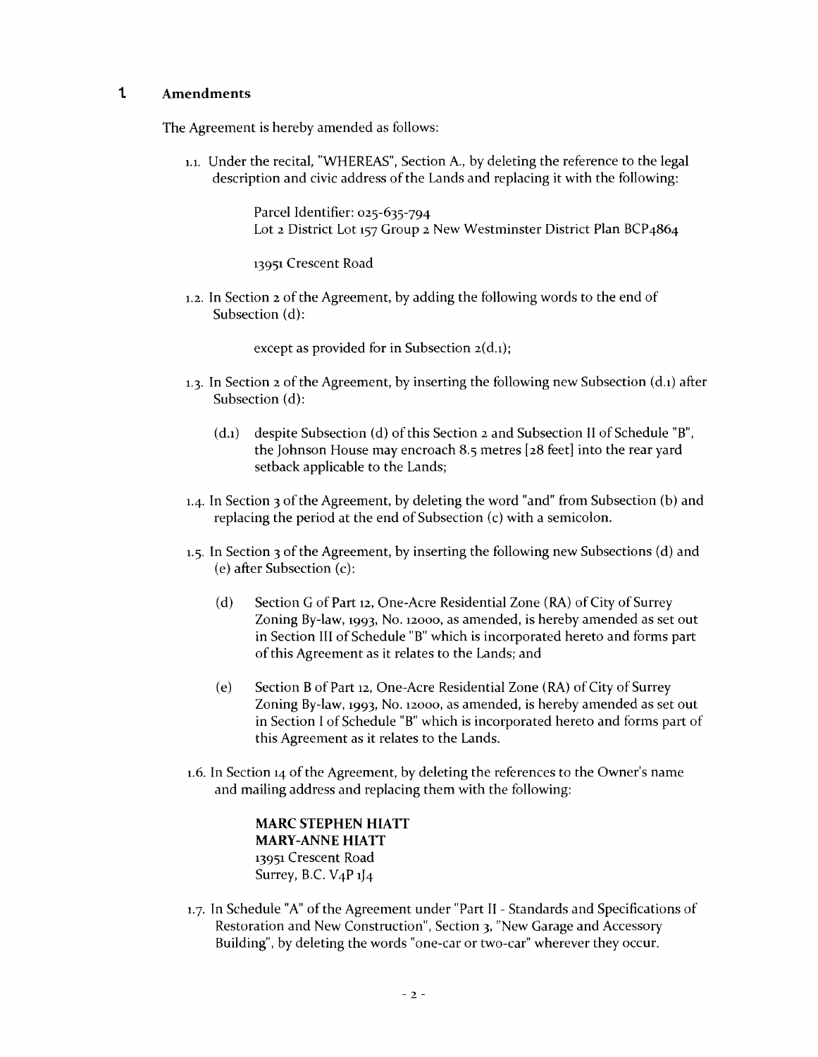## 1. Amendments

The Agreement is hereby amended as follows:

1.1. Under the recital, "WHEREAS", Section A., by deleting the reference to the legal description and civic address of the Lands and replacing it with the following:

> Parcel Identifier: 025-635-794
> Lot 2 District Lot 157 Group 2 New Westminster District Plan BCP4864
>
> 13951 Crescent Road

1.2. In Section 2 of the Agreement, by adding the following words to the end of Subsection (d):

> except as provided for in Subsection 2(d.1);

1.3. In Section 2 of the Agreement, by inserting the following new Subsection (d.1) after Subsection (d):

> (d.1) despite Subsection (d) of this Section 2 and Subsection II of Schedule "B", the Johnson House may encroach 8.5 metres [28 feet] into the rear yard setback applicable to the Lands;

1.4. In Section 3 of the Agreement, by deleting the word "and" from Subsection (b) and replacing the period at the end of Subsection (c) with a semicolon.

1.5. In Section 3 of the Agreement, by inserting the following new Subsections (d) and (e) after Subsection (c):

> (d) Section G of Part 12, One-Acre Residential Zone (RA) of City of Surrey Zoning By-law, 1993, No. 12000, as amended, is hereby amended as set out in Section III of Schedule "B" which is incorporated hereto and forms part of this Agreement as it relates to the Lands; and
>
> (e) Section B of Part 12, One-Acre Residential Zone (RA) of City of Surrey Zoning By-law, 1993, No. 12000, as amended, is hereby amended as set out in Section I of Schedule "B" which is incorporated hereto and forms part of this Agreement as it relates to the Lands.

1.6. In Section 14 of the Agreement, by deleting the references to the Owner's name and mailing address and replacing them with the following:

> **MARC STEPHEN HIATT**
> **MARY-ANNE HIATT**
> 13951 Crescent Road
> Surrey, B.C. V4P 1J4

1.7. In Schedule "A" of the Agreement under "Part II - Standards and Specifications of Restoration and New Construction", Section 3, "New Garage and Accessory Building", by deleting the words "one-car or two-car" wherever they occur.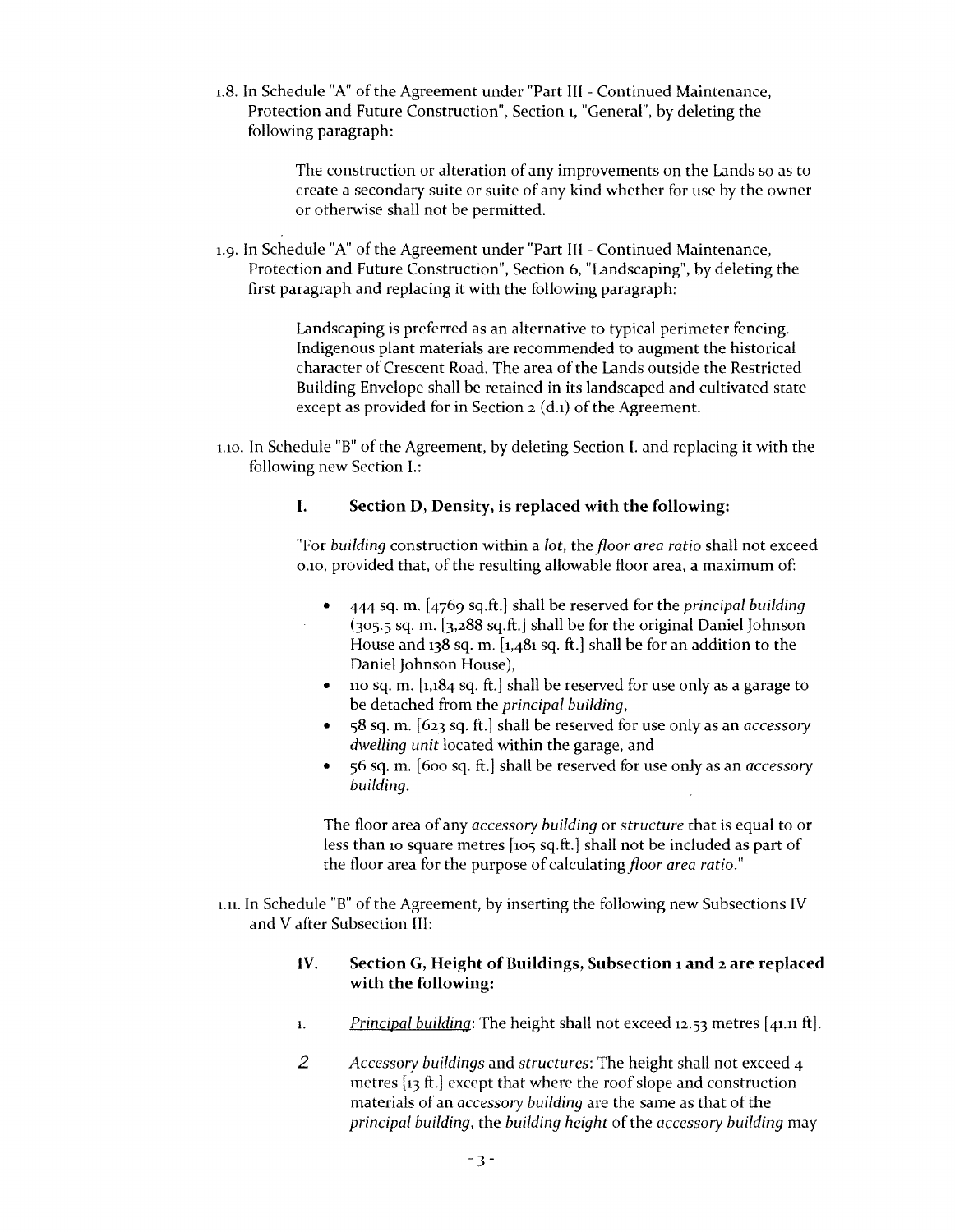1.8. In Schedule "A" of the Agreement under "Part III - Continued Maintenance, Protection and Future Construction", Section 1, "General", by deleting the following paragraph:

> The construction or alteration of any improvements on the Lands so as to create a secondary suite or suite of any kind whether for use by the owner or otherwise shall not be permitted.

1.9. In Schedule "A" of the Agreement under "Part III - Continued Maintenance, Protection and Future Construction", Section 6, "Landscaping", by deleting the first paragraph and replacing it with the following paragraph:

> Landscaping is preferred as an alternative to typical perimeter fencing. Indigenous plant materials are recommended to augment the historical character of Crescent Road. The area of the Lands outside the Restricted Building Envelope shall be retained in its landscaped and cultivated state except as provided for in Section 2 (d.1) of the Agreement.

1.10. In Schedule "B" of the Agreement, by deleting Section I. and replacing it with the following new Section I.:

> **I. Section D, Density, is replaced with the following:**
>
> "For *building* construction within a *lot*, the *floor area ratio* shall not exceed 0.10, provided that, of the resulting allowable floor area, a maximum of:
>
> - 444 sq. m. [4769 sq.ft.] shall be reserved for the *principal building* (305.5 sq. m. [3,288 sq.ft.] shall be for the original Daniel Johnson House and 138 sq. m. [1,481 sq. ft.] shall be for an addition to the Daniel Johnson House),
> - 110 sq. m. [1,184 sq. ft.] shall be reserved for use only as a garage to be detached from the *principal building*,
> - 58 sq. m. [623 sq. ft.] shall be reserved for use only as an *accessory dwelling unit* located within the garage, and
> - 56 sq. m. [600 sq. ft.] shall be reserved for use only as an *accessory building*.
>
> The floor area of any *accessory building* or *structure* that is equal to or less than 10 square metres [105 sq.ft.] shall not be included as part of the floor area for the purpose of calculating *floor area ratio*."

1.11. In Schedule "B" of the Agreement, by inserting the following new Subsections IV and V after Subsection III:

> **IV. Section G, Height of Buildings, Subsection 1 and 2 are replaced with the following:**
>
> 1. *Principal building*: The height shall not exceed 12.53 metres [41.11 ft].
>
> 2. *Accessory buildings* and *structures*: The height shall not exceed 4 metres [13 ft.] except that where the roof slope and construction materials of an *accessory building* are the same as that of the *principal building*, the *building height* of the *accessory building* may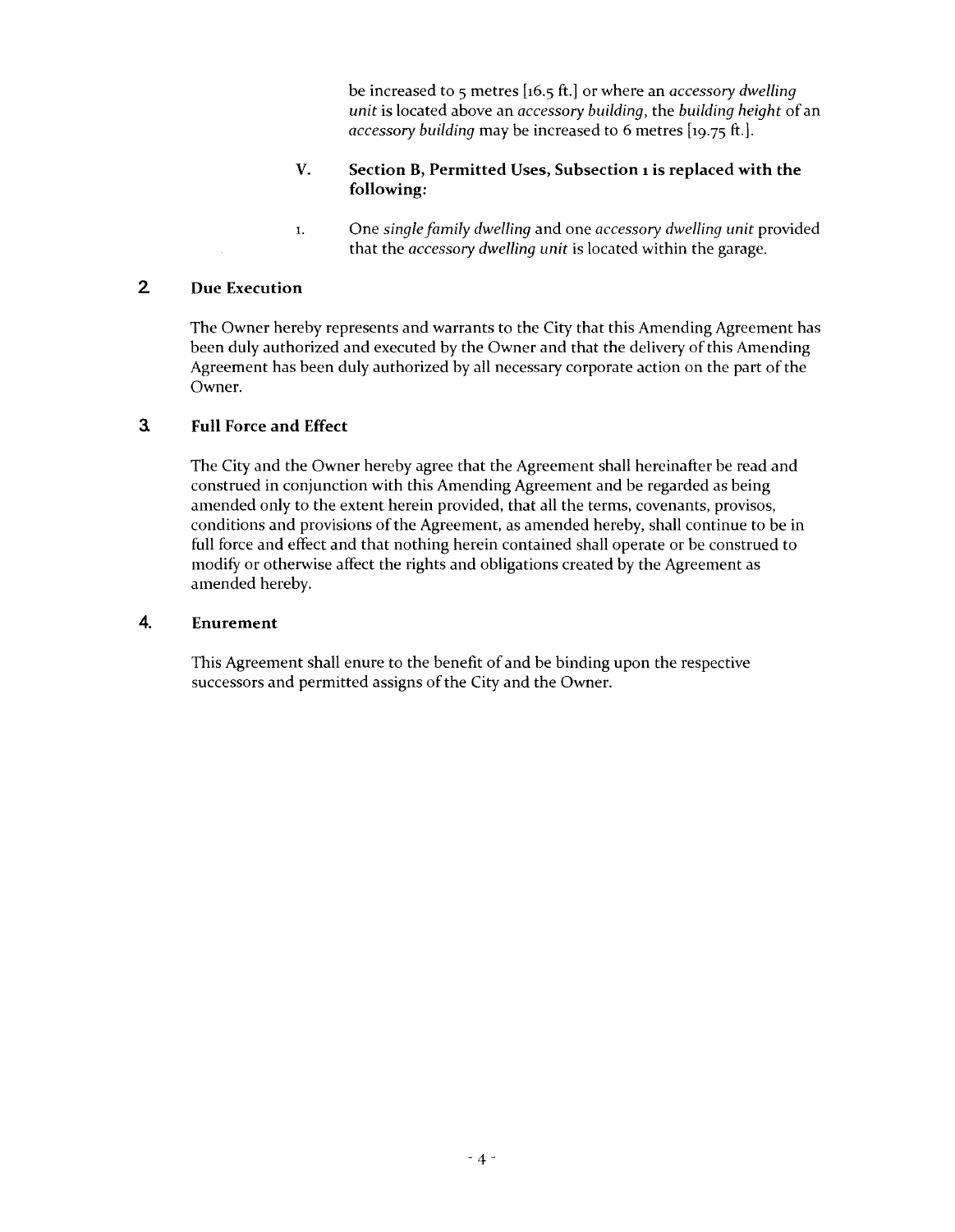be increased to 5 metres [16.5 ft.] or where an *accessory dwelling unit* is located above an *accessory building*, the *building height* of an *accessory building* may be increased to 6 metres [19.75 ft.].

V. **Section B, Permitted Uses, Subsection 1 is replaced with the following:**

1. One *single family dwelling* and one *accessory dwelling unit* provided that the *accessory dwelling unit* is located within the garage.

## 2. Due Execution

The Owner hereby represents and warrants to the City that this Amending Agreement has been duly authorized and executed by the Owner and that the delivery of this Amending Agreement has been duly authorized by all necessary corporate action on the part of the Owner.

## 3. Full Force and Effect

The City and the Owner hereby agree that the Agreement shall hereinafter be read and construed in conjunction with this Amending Agreement and be regarded as being amended only to the extent herein provided, that all the terms, covenants, provisos, conditions and provisions of the Agreement, as amended hereby, shall continue to be in full force and effect and that nothing herein contained shall operate or be construed to modify or otherwise affect the rights and obligations created by the Agreement as amended hereby.

## 4. Enurement

This Agreement shall enure to the benefit of and be binding upon the respective successors and permitted assigns of the City and the Owner.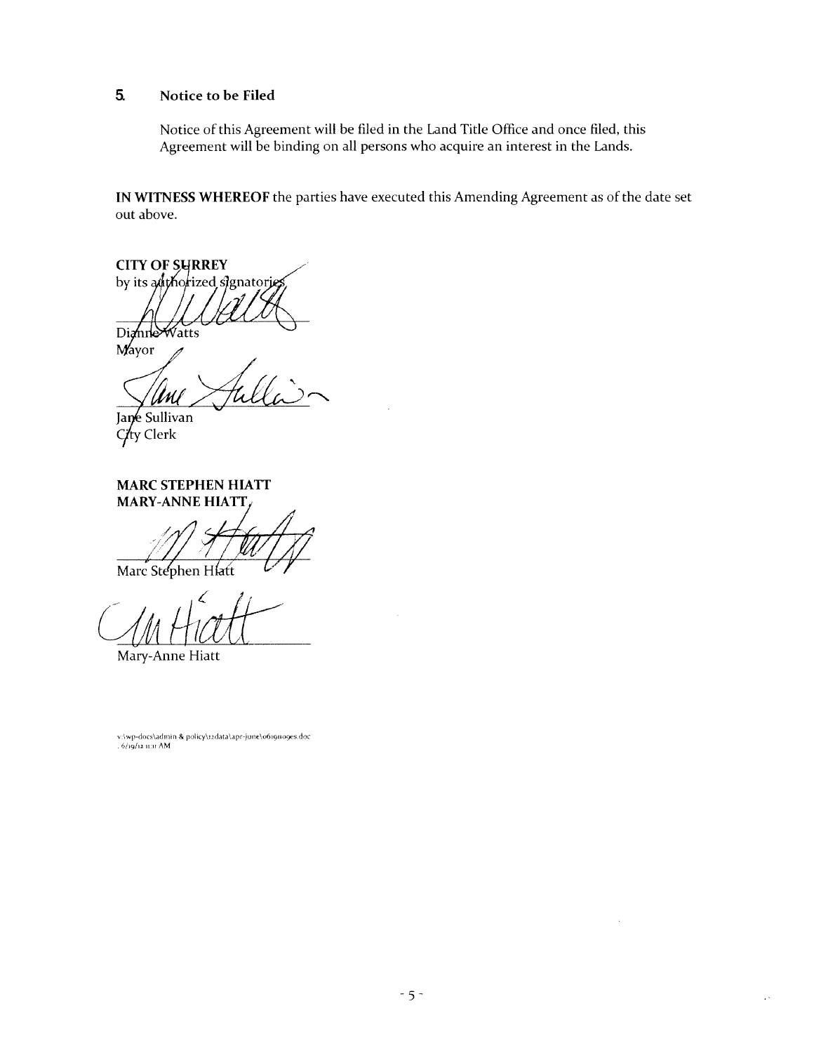## 5. Notice to be Filed

Notice of this Agreement will be filed in the Land Title Office and once filed, this Agreement will be binding on all persons who acquire an interest in the Lands.

**IN WITNESS WHEREOF** the parties have executed this Amending Agreement as of the date set out above.

**CITY OF SURREY**
by its authorized signatories

Dianne Watts
Mayor

Jane Sullivan
City Clerk

**MARC STEPHEN HIATT**
**MARY-ANNE HIATT**

Marc Stephen Hiatt

Mary-Anne Hiatt

v:\wp-docs\admin & policy\12data\apr-june\06191109es.doc
. 6/19/12 11:11 AM